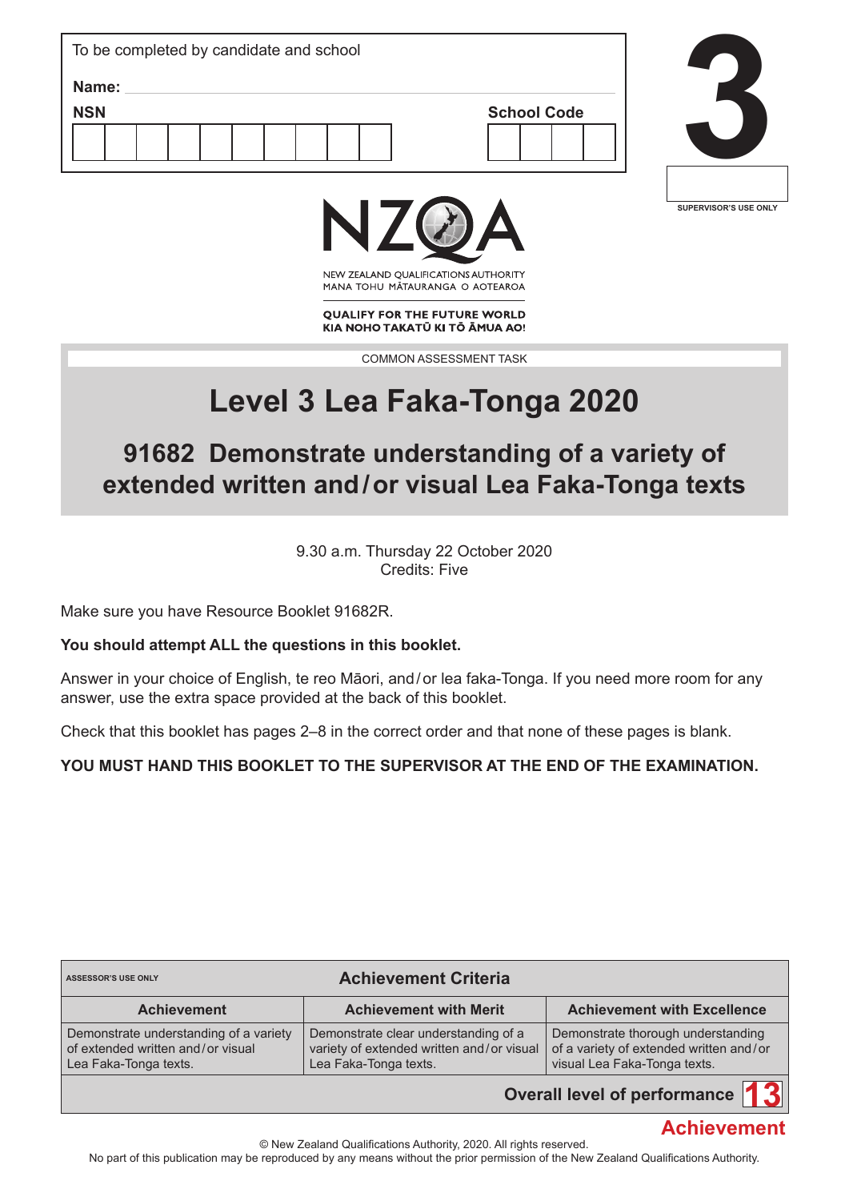To be completed by candidate and school

**Name:**

**NSN**

**School Code**

# 3

SUPERVISOR'S USE ONLY

NEW ZEALAND QUALIFICATIONS AUTHORITY
MANA TOHU MĀTAURANGA O AOTEAROA

**QUALIFY FOR THE FUTURE WORLD**
**KIA NOHO TAKATŪ KI TŌ ĀMUA AO!**

COMMON ASSESSMENT TASK

# Level 3 Lea Faka-Tonga 2020

## 91682 Demonstrate understanding of a variety of extended written and/or visual Lea Faka-Tonga texts

9.30 a.m. Thursday 22 October 2020
Credits: Five

Make sure you have Resource Booklet 91682R.

**You should attempt ALL the questions in this booklet.**

Answer in your choice of English, te reo Māori, and/or lea faka-Tonga. If you need more room for any answer, use the extra space provided at the back of this booklet.

Check that this booklet has pages 2–8 in the correct order and that none of these pages is blank.

**YOU MUST HAND THIS BOOKLET TO THE SUPERVISOR AT THE END OF THE EXAMINATION.**

| ASSESSOR'S USE ONLY | **Achievement Criteria** | |
|---|---|---|
| **Achievement** | **Achievement with Merit** | **Achievement with Excellence** |
| Demonstrate understanding of a variety of extended written and/or visual Lea Faka-Tonga texts. | Demonstrate clear understanding of a variety of extended written and/or visual Lea Faka-Tonga texts. | Demonstrate thorough understanding of a variety of extended written and/or visual Lea Faka-Tonga texts. |
| | | **Overall level of performance** 13 |

Achievement

© New Zealand Qualifications Authority, 2020. All rights reserved.
No part of this publication may be reproduced by any means without the prior permission of the New Zealand Qualifications Authority.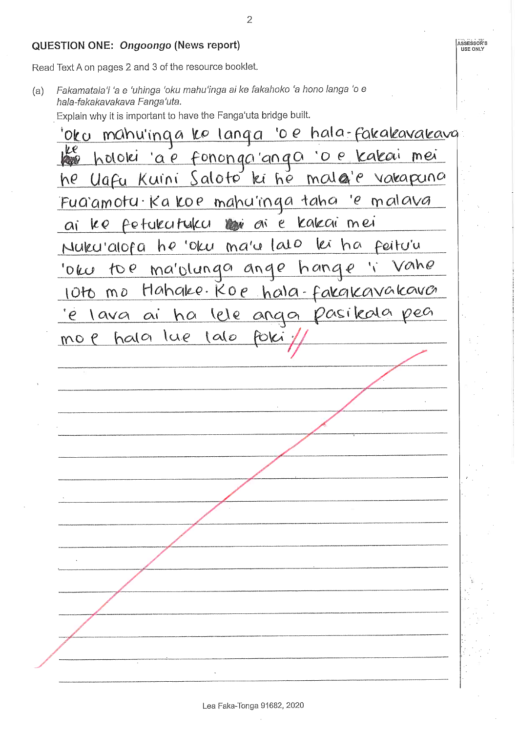## QUESTION ONE: *Ongoongo* (News report)

Read Text A on pages 2 and 3 of the resource booklet.

(a) *Fakamatala'i 'a e 'uhinga 'oku mahu'inga ai ke fakahoko 'a hono langa 'o e hala-fakakavakava Fanga'uta.*

Explain why it is important to have the Fanga'uta bridge built.

'Oku mahu'inga ke langa 'o e hala-fakakavakava ke holoki 'a e fononga'anga 'o e kakai mei he Uafu Kuini Saloto ki he mala'e vakapuna Fua'amotu. Ka koe mahu'inga taha 'e malava ai ke fetukutuku ai e kakai mei Nuku'alofa he 'oku ma'u lalo ki ha feitu'u 'oku toe ma'olunga ange hange 'i Vahe loto mo Hahake. Koe hala-fakakavakava 'e lava ai ha lele anga pasikala pea mo e hala lue lalo foki.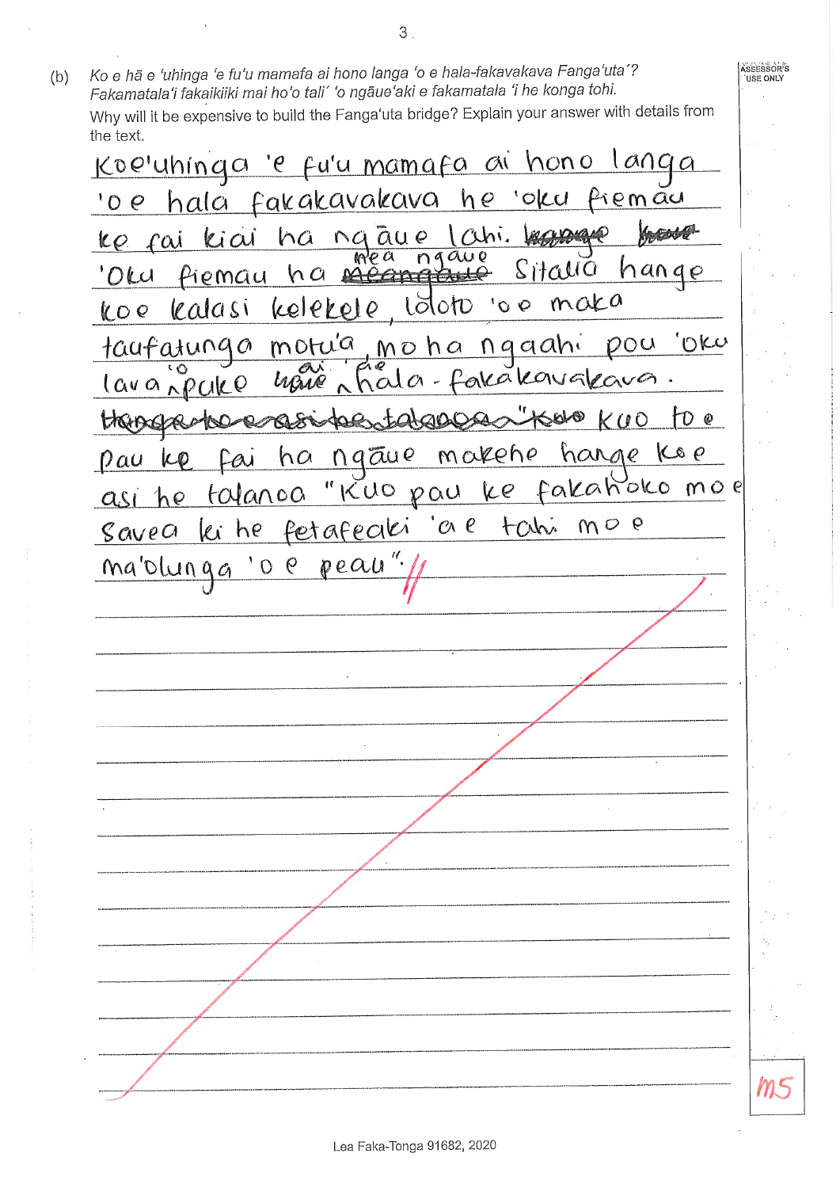(b) *Ko e hā e 'uhinga 'e fu'u mamafa ai hono langa 'o e hala-fakavakava Fanga'uta'? Fakamatala'i fakaikiiki mai ho'o tali' 'o ngāue'aki e fakamatala 'i he konga tohi.*

Why will it be expensive to build the Fanga'uta bridge? Explain your answer with details from the text.

Koe'uhinga 'e fu'u mamafa ai hono langa 'o e hala fakakavakava he 'oku fiemau ke fai kiai ha ngāue lahi. 'Oku fiemau ha mea ngaue Sitalia hange koe kalasi kelekele, loloto 'o e maka taufatunga motu'a, mo ha ngaahi pou 'oku lava 'o puke hake ai 'ae hala-fakakavakava. Kuo to e pau ke fai ha ngāue makehe hange koe asi he talanoa "Kuo pau ke fakahoko mo e Savea ki he fetafeaki 'a e tahi mo e ma'olunga 'o e peau".

M5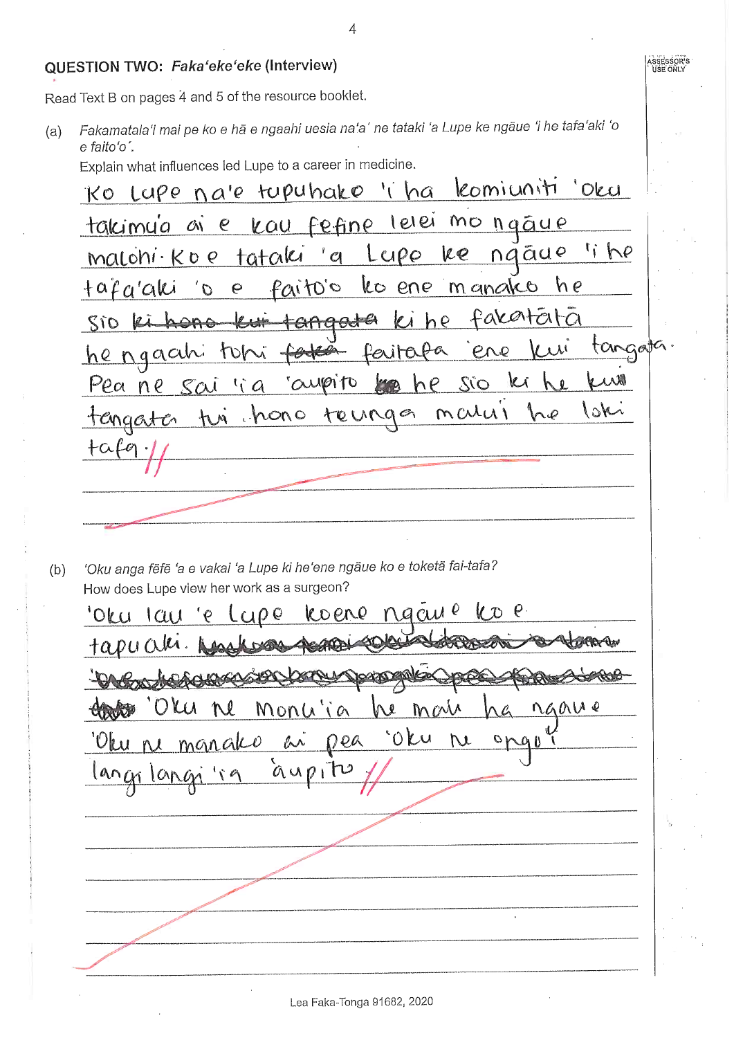## QUESTION TWO: *Faka'eke'eke* (Interview)

Read Text B on pages 4 and 5 of the resource booklet.

(a) *Fakamatala'i mai pe ko e hā e ngaahi uesia na'a' ne tataki 'a Lupe ke ngāue 'i he tafa'aki 'o e faito'o'.*

Explain what influences led Lupe to a career in medicine.

Ko Lupe na'e tupuhako 'i ha komiuniti 'oku takimu'a ai e kau fefine lelei mo ngāue malohi. Ko e tataki 'a Lupe ke ngāue 'i he tafa'aki 'o e faito'o ko ene manako he sio ~~ki hono kui tangata~~ ki he fakatātā he ngaahi tohi ~~faka~~ faitafa 'ene kui tangata. Pea ne sai 'ia 'aupito ~~ko~~ he sio ki he kui tangata tui hono teunga malu'i he loki tafa.

(b) *'Oku anga fēfē 'a e vakai 'a Lupe ki he'ene ngāue ko e toketā fai-tafa?*

How does Lupe view her work as a surgeon?

'Oku lau 'e Lupe koene ngāue ko e tapuaki. ~~[illegible crossed-out text]~~ 'Oku ne monu'ia he mau ha ngāue 'Oku ne manako ai pea 'oku ne ongo'i langilangi'ia 'aupito.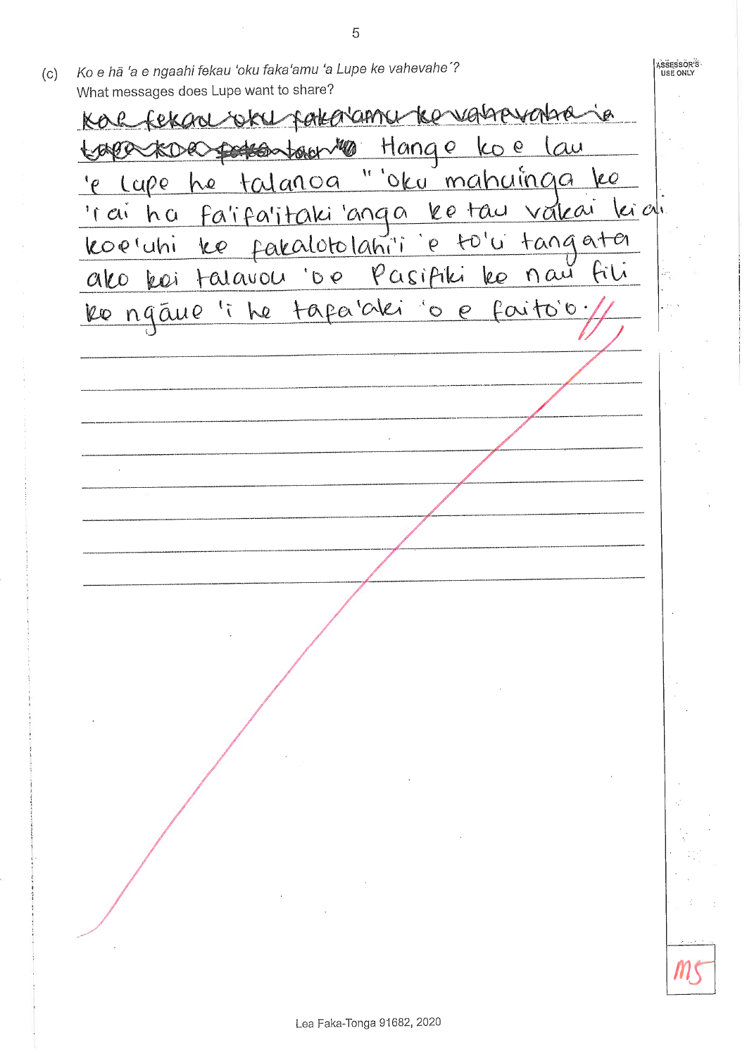(c) *Ko e hā 'a e ngaahi fekau 'oku faka'amu 'a Lupe ke vahevahe'?*
What messages does Lupe want to share?

~~Koe fekau 'oku faka'amu ke vahevahe 'a Lupe koe fakatau~~ Hange ko e lau 'e Lupe he talanoa " 'oku mahuinga ke 'i ai ha fa'ifa'itaki'anga ke tau vakai ki ai koe'uhi ke fakalotolahi'i 'e to'u tangata ako kei talavou 'o e Pasifiki ke nau fili ke ngāue 'i he tafa'aki 'o e faito'o.

M5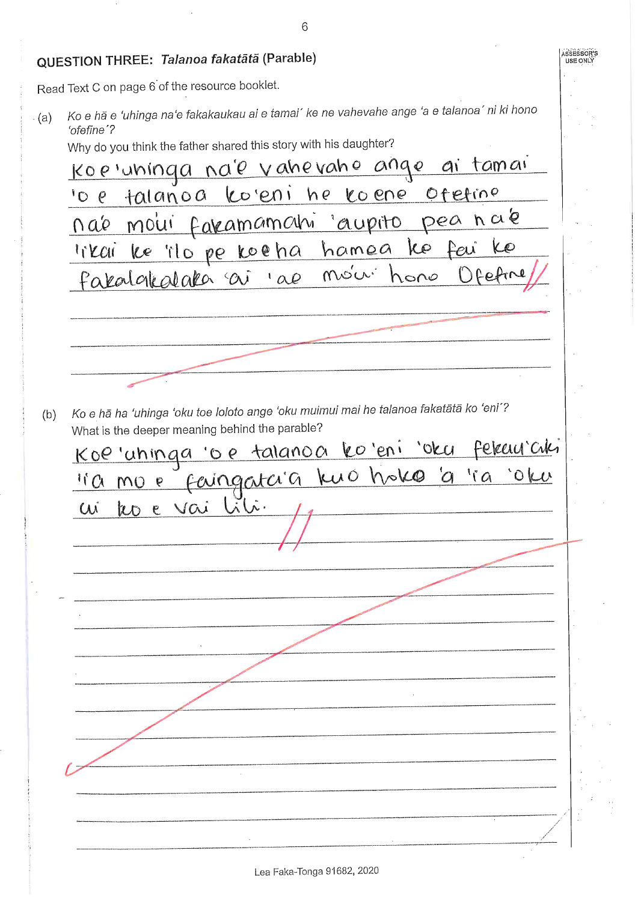## QUESTION THREE: *Talanoa fakatātā* (Parable)

Read Text C on page 6 of the resource booklet.

(a) *Ko e hā e 'uhinga na'e fakakaukau ai e tamai' ke ne vahevahe ange 'a e talanoa' ni ki hono 'ofefine'?*

Why do you think the father shared this story with his daughter?

Koe 'uhinga na'e vahevaho ange ai tamai 'o e talanoa ko'eni he ko ene Ofefine na'e moui fakamamahi 'aupito pea na'e 'ikai ke 'ilo pe koeha hamea ke fai ke fakalakalaka 'ai 'ae moui hono Ofefine//

(b) *Ko e hā ha 'uhinga 'oku toe loloto ange 'oku muimui mai he talanoa fakatātā ko 'eni'?*

What is the deeper meaning behind the parable?

Koe 'uhinga 'o e talanoa ko'eni 'oku fekau'aki 'i'a mo e faingata'a'a kuo hoko 'a 'ia 'oku ai ko e vai lili. //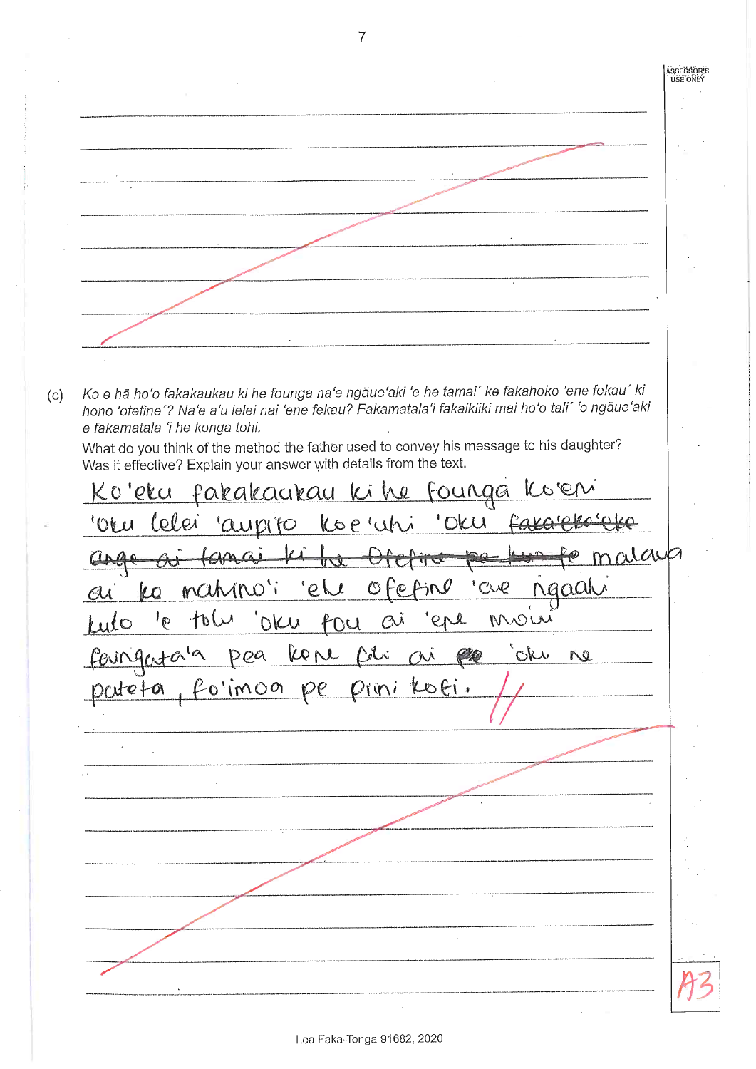(c) *Ko e hā ho'o fakakaukau ki he founga na'e ngāue'aki 'e he tamai´ ke fakahoko 'ene fekau´ ki hono 'ofefine´? Na'e a'u lelei nai 'ene fekau? Fakamatala'i fakaikiiki mai ho'o tali´ 'o ngāue'aki e fakamatala 'i he konga tohi.*

What do you think of the method the father used to convey his message to his daughter? Was it effective? Explain your answer with details from the text.

Ko'eku fakakaukau ki he founga ko'eni 'oku lelei 'aupito koe'uhi 'oku ~~faka'eke'eke ange ai tamai ki he Ofefine pe ko fe~~ malava ai ko mahino'i 'ehe ofefine 'ae ngaahi kulo 'e tolu 'oku tou ai 'ene moui faingata'a pea kone folo ai ~~pe~~ 'oku ne pateta, fo'imoa pe pini kofi. //

A3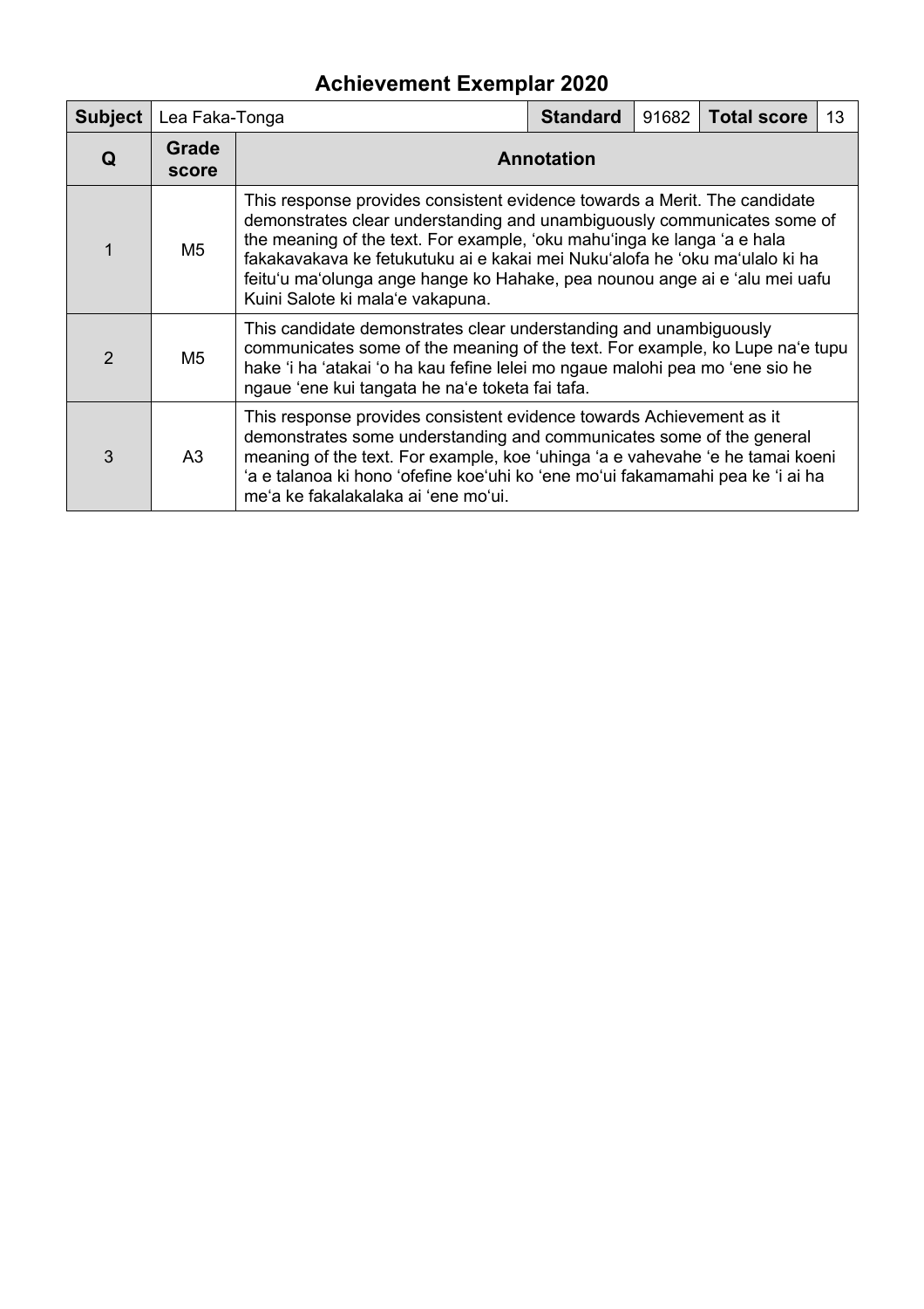# Achievement Exemplar 2020

| Subject | Lea Faka-Tonga | Standard | 91682 | Total score | 13 |
|---|---|---|---|---|---|
| **Q** | **Grade score** | **Annotation** | | | |
| 1 | M5 | This response provides consistent evidence towards a Merit. The candidate demonstrates clear understanding and unambiguously communicates some of the meaning of the text. For example, ʻoku mahuʻinga ke langa ʻa e hala fakakavakava ke fetukutuku ai e kakai mei Nukuʻalofa he ʻoku maʻulalo ki ha feituʻu maʻolunga ange hange ko Hahake, pea nounou ange ai e ʻalu mei uafu Kuini Salote ki malaʻe vakapuna. | | | |
| 2 | M5 | This candidate demonstrates clear understanding and unambiguously communicates some of the meaning of the text. For example, ko Lupe naʻe tupu hake ʻi ha ʻatakai ʻo ha kau fefine lelei mo ngaue malohi pea mo ʻene sio he ngaue ʻene kui tangata he naʻe toketa fai tafa. | | | |
| 3 | A3 | This response provides consistent evidence towards Achievement as it demonstrates some understanding and communicates some of the general meaning of the text. For example, koe ʻuhinga ʻa e vahevahe ʻe he tamai koeni ʻa e talanoa ki hono ʻofefine koeʻuhi ko ʻene moʻui fakamamahi pea ke ʻi ai ha meʻa ke fakalakalaka ai ʻene moʻui. | | | |